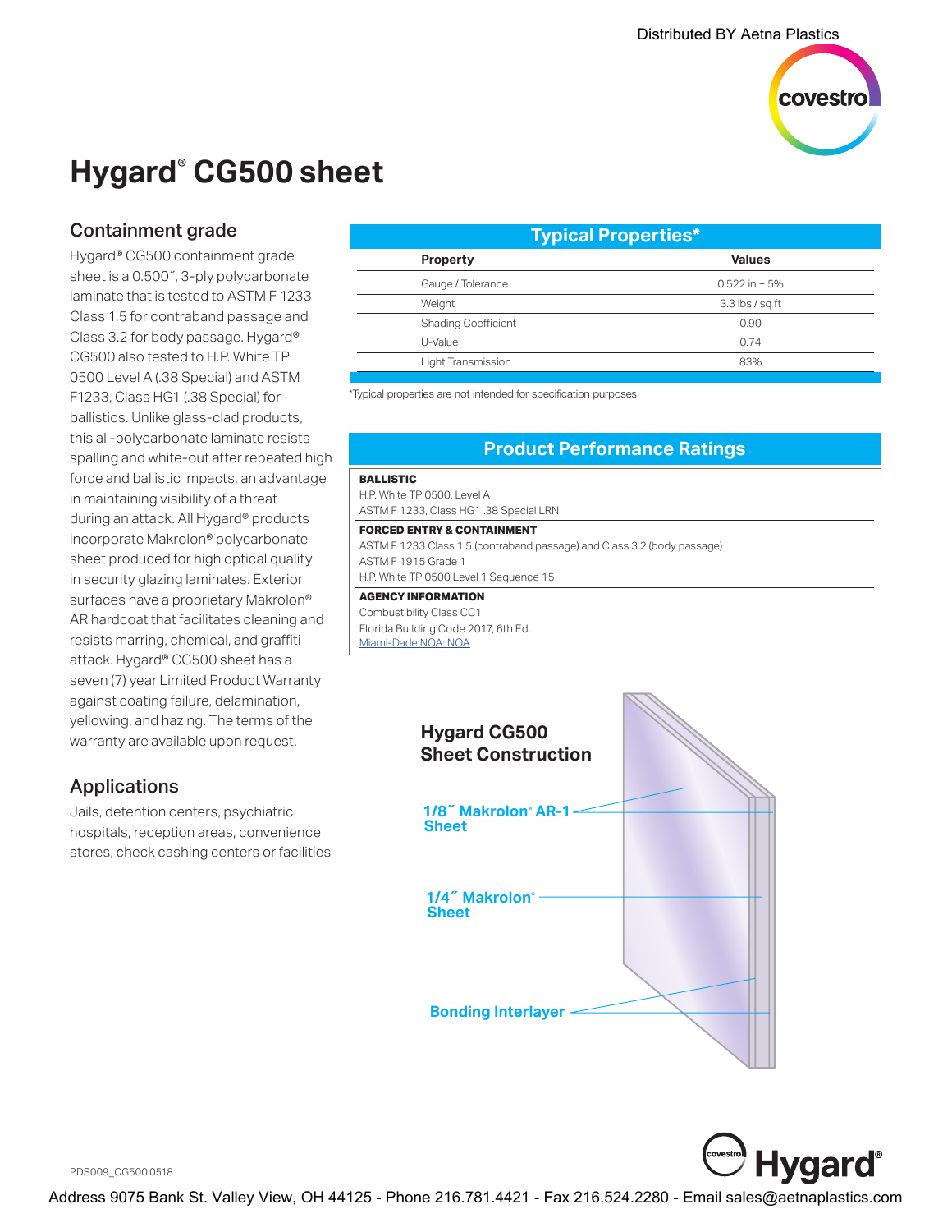Distributed BY Aetna Plastics

# Hygard® CG500 sheet

## Containment grade

Hygard® CG500 containment grade sheet is a 0.500˝, 3-ply polycarbonate laminate that is tested to ASTM F 1233 Class 1.5 for contraband passage and Class 3.2 for body passage. Hygard® CG500 also tested to H.P. White TP 0500 Level A (.38 Special) and ASTM F1233, Class HG1 (.38 Special) for ballistics. Unlike glass-clad products, this all-polycarbonate laminate resists spalling and white-out after repeated high force and ballistic impacts, an advantage in maintaining visibility of a threat during an attack. All Hygard® products incorporate Makrolon® polycarbonate sheet produced for high optical quality in security glazing laminates. Exterior surfaces have a proprietary Makrolon® AR hardcoat that facilitates cleaning and resists marring, chemical, and graffiti attack. Hygard® CG500 sheet has a seven (7) year Limited Product Warranty against coating failure, delamination, yellowing, and hazing. The terms of the warranty are available upon request.

## Applications

Jails, detention centers, psychiatric hospitals, reception areas, convenience stores, check cashing centers or facilities

## Typical Properties*

| Property | Values |
|---|---|
| Gauge / Tolerance | 0.522 in ± 5% |
| Weight | 3.3 lbs / sq ft |
| Shading Coefficient | 0.90 |
| U-Value | 0.74 |
| Light Transmission | 83% |

*Typical properties are not intended for specification purposes

## Product Performance Ratings

**BALLISTIC**

H.P. White TP 0500, Level A
ASTM F 1233, Class HG1 .38 Special LRN

**FORCED ENTRY & CONTAINMENT**

ASTM F 1233 Class 1.5 (contraband passage) and Class 3.2 (body passage)
ASTM F 1915 Grade 1
H.P. White TP 0500 Level 1 Sequence 15

**AGENCY INFORMATION**

Combustibility Class CC1
Florida Building Code 2017, 6th Ed.
Miami-Dade NOA: NOA

### Hygard CG500 Sheet Construction

- 1/8˝ Makrolon® AR-1 Sheet
- 1/4˝ Makrolon® Sheet
- Bonding Interlayer

PDS009_CG500 0518

Address 9075 Bank St. Valley View, OH 44125 - Phone 216.781.4421 - Fax 216.524.2280 - Email sales@aetnaplastics.com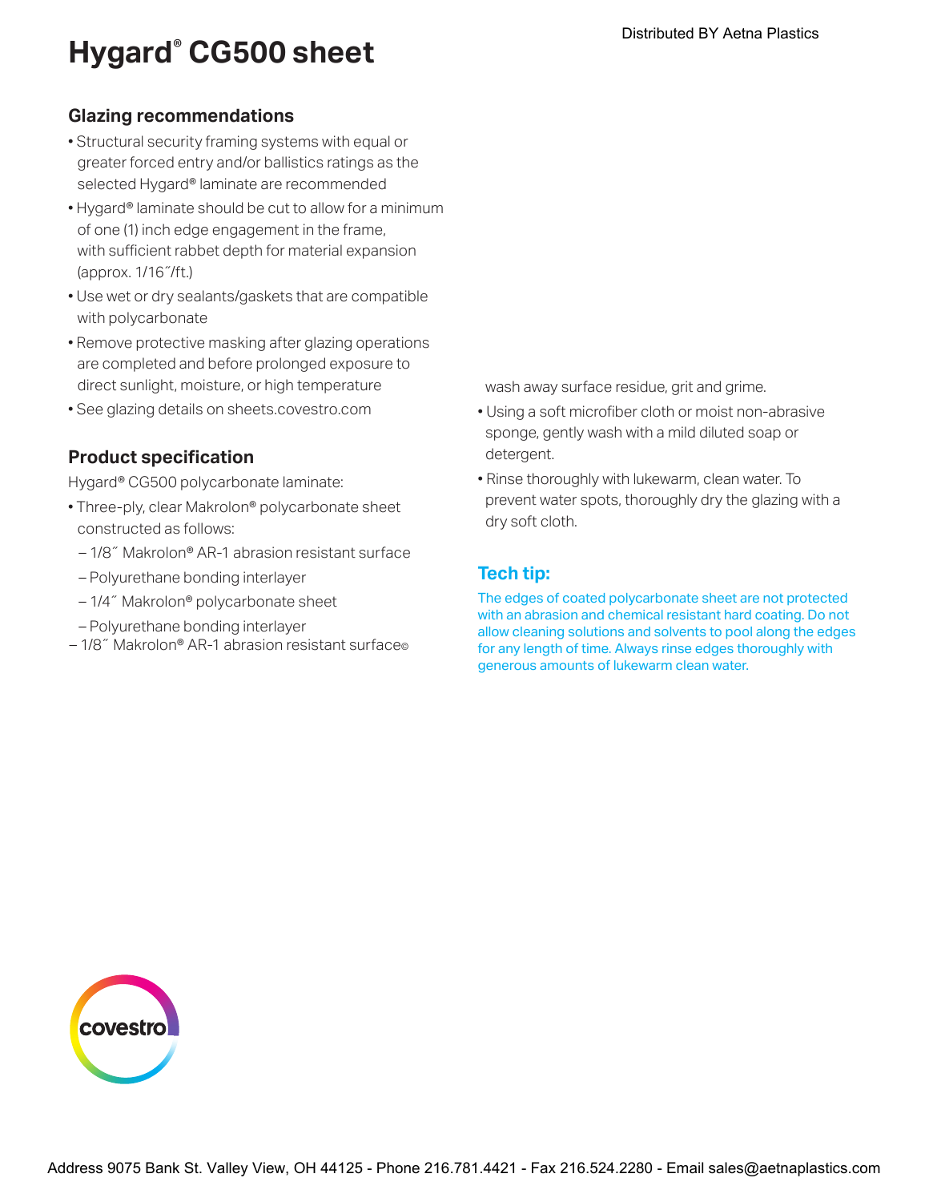# Hygard® CG500 sheet

## Glazing recommendations

- Structural security framing systems with equal or greater forced entry and/or ballistics ratings as the selected Hygard® laminate are recommended
- Hygard® laminate should be cut to allow for a minimum of one (1) inch edge engagement in the frame, with sufficient rabbet depth for material expansion (approx. 1/16˝/ft.)
- Use wet or dry sealants/gaskets that are compatible with polycarbonate
- Remove protective masking after glazing operations are completed and before prolonged exposure to direct sunlight, moisture, or high temperature
- See glazing details on sheets.covestro.com

## Product specification

Hygard® CG500 polycarbonate laminate:

- Three-ply, clear Makrolon® polycarbonate sheet constructed as follows:
  - 1/8˝ Makrolon® AR-1 abrasion resistant surface
  - Polyurethane bonding interlayer
  - 1/4˝ Makrolon® polycarbonate sheet
  - Polyurethane bonding interlayer
  - 1/8˝ Makrolon® AR-1 abrasion resistant surface©

wash away surface residue, grit and grime.

- Using a soft microfiber cloth or moist non-abrasive sponge, gently wash with a mild diluted soap or detergent.
- Rinse thoroughly with lukewarm, clean water. To prevent water spots, thoroughly dry the glazing with a dry soft cloth.

## Tech tip:

The edges of coated polycarbonate sheet are not protected with an abrasion and chemical resistant hard coating. Do not allow cleaning solutions and solvents to pool along the edges for any length of time. Always rinse edges thoroughly with generous amounts of lukewarm clean water.